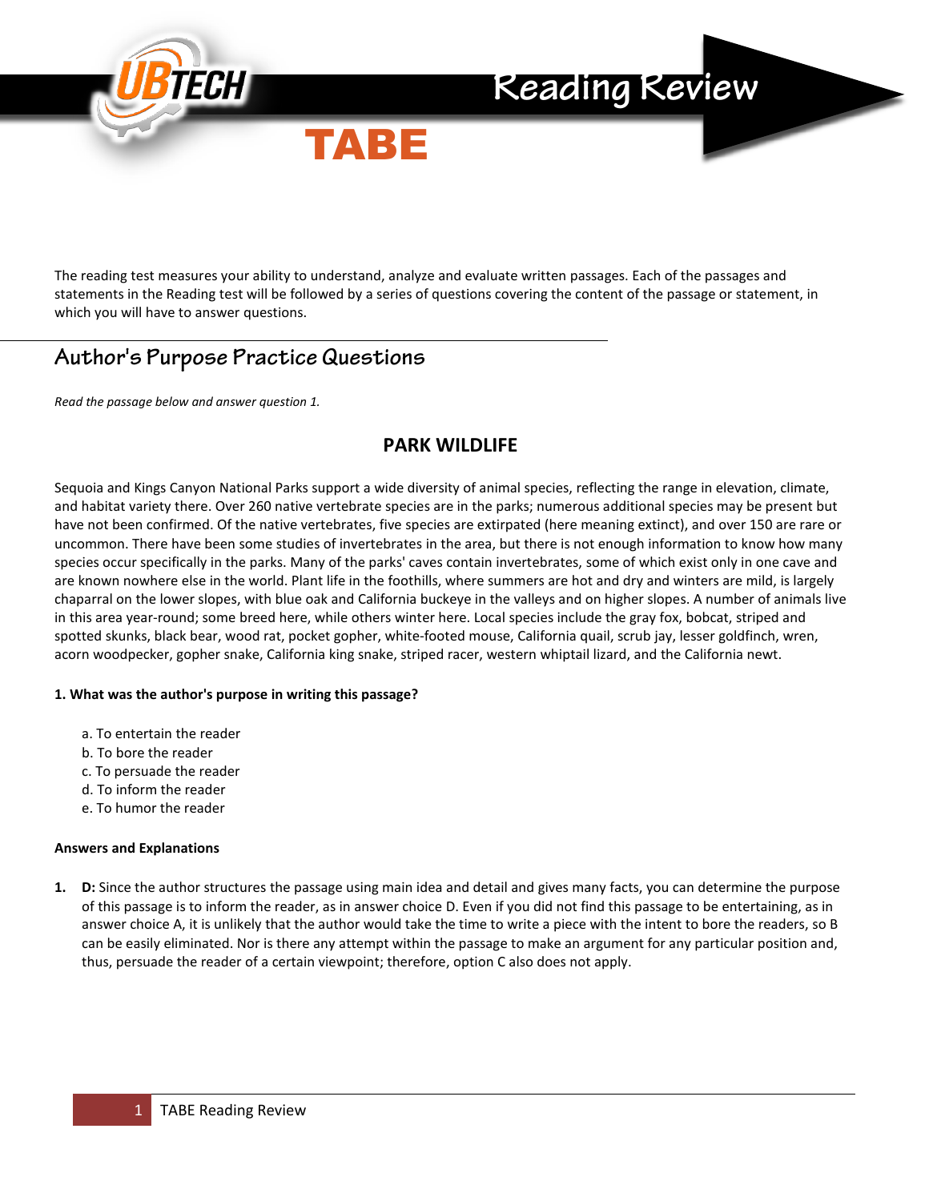# Reading Review

## TABE

The reading test measures your ability to understand, analyze and evaluate written passages. Each of the passages and statements in the Reading test will be followed by a series of questions covering the content of the passage or statement, in which you will have to answer questions.

## Author's Purpose Practice Questions

*Read the passage below and answer question 1.*

### PARK WILDLIFE

Sequoia and Kings Canyon National Parks support a wide diversity of animal species, reflecting the range in elevation, climate, and habitat variety there. Over 260 native vertebrate species are in the parks; numerous additional species may be present but have not been confirmed. Of the native vertebrates, five species are extirpated (here meaning extinct), and over 150 are rare or uncommon. There have been some studies of invertebrates in the area, but there is not enough information to know how many species occur specifically in the parks. Many of the parks' caves contain invertebrates, some of which exist only in one cave and are known nowhere else in the world. Plant life in the foothills, where summers are hot and dry and winters are mild, is largely chaparral on the lower slopes, with blue oak and California buckeye in the valleys and on higher slopes. A number of animals live in this area year-round; some breed here, while others winter here. Local species include the gray fox, bobcat, striped and spotted skunks, black bear, wood rat, pocket gopher, white-footed mouse, California quail, scrub jay, lesser goldfinch, wren, acorn woodpecker, gopher snake, California king snake, striped racer, western whiptail lizard, and the California newt.

**1. What was the author's purpose in writing this passage?**

a. To entertain the reader
b. To bore the reader
c. To persuade the reader
d. To inform the reader
e. To humor the reader

**Answers and Explanations**

1. **D:** Since the author structures the passage using main idea and detail and gives many facts, you can determine the purpose of this passage is to inform the reader, as in answer choice D. Even if you did not find this passage to be entertaining, as in answer choice A, it is unlikely that the author would take the time to write a piece with the intent to bore the readers, so B can be easily eliminated. Nor is there any attempt within the passage to make an argument for any particular position and, thus, persuade the reader of a certain viewpoint; therefore, option C also does not apply.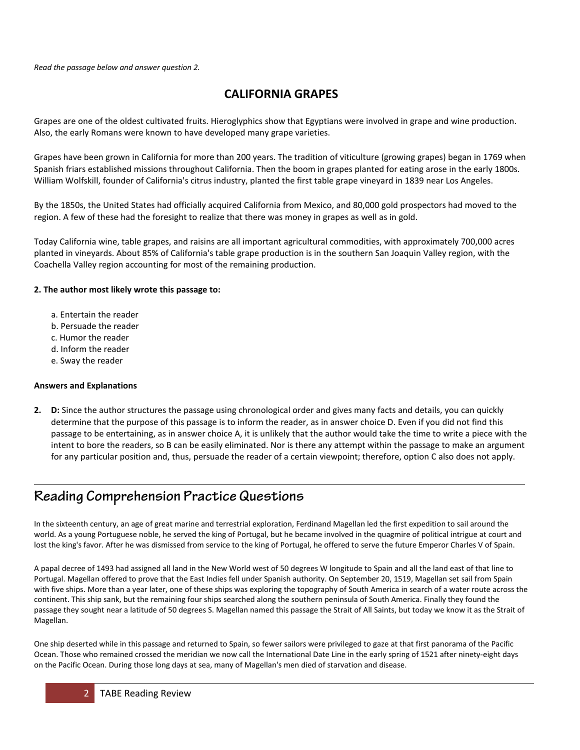*Read the passage below and answer question 2.*

## CALIFORNIA GRAPES

Grapes are one of the oldest cultivated fruits. Hieroglyphics show that Egyptians were involved in grape and wine production. Also, the early Romans were known to have developed many grape varieties.

Grapes have been grown in California for more than 200 years. The tradition of viticulture (growing grapes) began in 1769 when Spanish friars established missions throughout California. Then the boom in grapes planted for eating arose in the early 1800s. William Wolfskill, founder of California's citrus industry, planted the first table grape vineyard in 1839 near Los Angeles.

By the 1850s, the United States had officially acquired California from Mexico, and 80,000 gold prospectors had moved to the region. A few of these had the foresight to realize that there was money in grapes as well as in gold.

Today California wine, table grapes, and raisins are all important agricultural commodities, with approximately 700,000 acres planted in vineyards. About 85% of California's table grape production is in the southern San Joaquin Valley region, with the Coachella Valley region accounting for most of the remaining production.

**2. The author most likely wrote this passage to:**

a. Entertain the reader
b. Persuade the reader
c. Humor the reader
d. Inform the reader
e. Sway the reader

**Answers and Explanations**

**2. D:** Since the author structures the passage using chronological order and gives many facts and details, you can quickly determine that the purpose of this passage is to inform the reader, as in answer choice D. Even if you did not find this passage to be entertaining, as in answer choice A, it is unlikely that the author would take the time to write a piece with the intent to bore the readers, so B can be easily eliminated. Nor is there any attempt within the passage to make an argument for any particular position and, thus, persuade the reader of a certain viewpoint; therefore, option C also does not apply.

---

## Reading Comprehension Practice Questions

In the sixteenth century, an age of great marine and terrestrial exploration, Ferdinand Magellan led the first expedition to sail around the world. As a young Portuguese noble, he served the king of Portugal, but he became involved in the quagmire of political intrigue at court and lost the king's favor. After he was dismissed from service to the king of Portugal, he offered to serve the future Emperor Charles V of Spain.

A papal decree of 1493 had assigned all land in the New World west of 50 degrees W longitude to Spain and all the land east of that line to Portugal. Magellan offered to prove that the East Indies fell under Spanish authority. On September 20, 1519, Magellan set sail from Spain with five ships. More than a year later, one of these ships was exploring the topography of South America in search of a water route across the continent. This ship sank, but the remaining four ships searched along the southern peninsula of South America. Finally they found the passage they sought near a latitude of 50 degrees S. Magellan named this passage the Strait of All Saints, but today we know it as the Strait of Magellan.

One ship deserted while in this passage and returned to Spain, so fewer sailors were privileged to gaze at that first panorama of the Pacific Ocean. Those who remained crossed the meridian we now call the International Date Line in the early spring of 1521 after ninety-eight days on the Pacific Ocean. During those long days at sea, many of Magellan's men died of starvation and disease.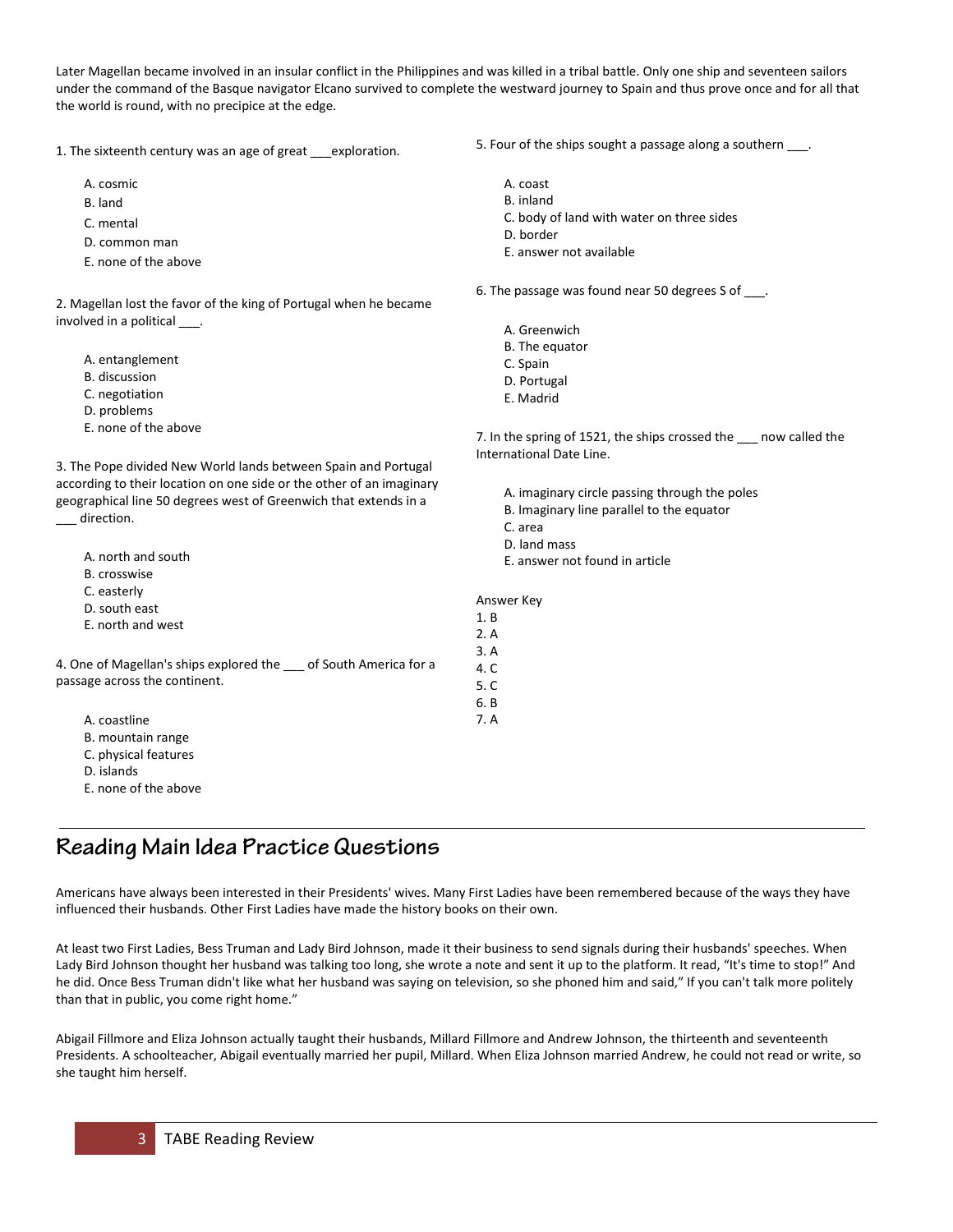Later Magellan became involved in an insular conflict in the Philippines and was killed in a tribal battle. Only one ship and seventeen sailors under the command of the Basque navigator Elcano survived to complete the westward journey to Spain and thus prove once and for all that the world is round, with no precipice at the edge.

1. The sixteenth century was an age of great ___exploration.

   A. cosmic
   B. land
   C. mental
   D. common man
   E. none of the above

2. Magellan lost the favor of the king of Portugal when he became involved in a political ___.

   A. entanglement
   B. discussion
   C. negotiation
   D. problems
   E. none of the above

3. The Pope divided New World lands between Spain and Portugal according to their location on one side or the other of an imaginary geographical line 50 degrees west of Greenwich that extends in a ___ direction.

   A. north and south
   B. crosswise
   C. easterly
   D. south east
   E. north and west

4. One of Magellan's ships explored the ___ of South America for a passage across the continent.

   A. coastline
   B. mountain range
   C. physical features
   D. islands
   E. none of the above

5. Four of the ships sought a passage along a southern ___.

   A. coast
   B. inland
   C. body of land with water on three sides
   D. border
   E. answer not available

6. The passage was found near 50 degrees S of ___.

   A. Greenwich
   B. The equator
   C. Spain
   D. Portugal
   E. Madrid

7. In the spring of 1521, the ships crossed the ___ now called the International Date Line.

   A. imaginary circle passing through the poles
   B. Imaginary line parallel to the equator
   C. area
   D. land mass
   E. answer not found in article

Answer Key
1. B
2. A
3. A
4. C
5. C
6. B
7. A

## Reading Main Idea Practice Questions

Americans have always been interested in their Presidents' wives. Many First Ladies have been remembered because of the ways they have influenced their husbands. Other First Ladies have made the history books on their own.

At least two First Ladies, Bess Truman and Lady Bird Johnson, made it their business to send signals during their husbands' speeches. When Lady Bird Johnson thought her husband was talking too long, she wrote a note and sent it up to the platform. It read, "It's time to stop!" And he did. Once Bess Truman didn't like what her husband was saying on television, so she phoned him and said," If you can't talk more politely than that in public, you come right home."

Abigail Fillmore and Eliza Johnson actually taught their husbands, Millard Fillmore and Andrew Johnson, the thirteenth and seventeenth Presidents. A schoolteacher, Abigail eventually married her pupil, Millard. When Eliza Johnson married Andrew, he could not read or write, so she taught him herself.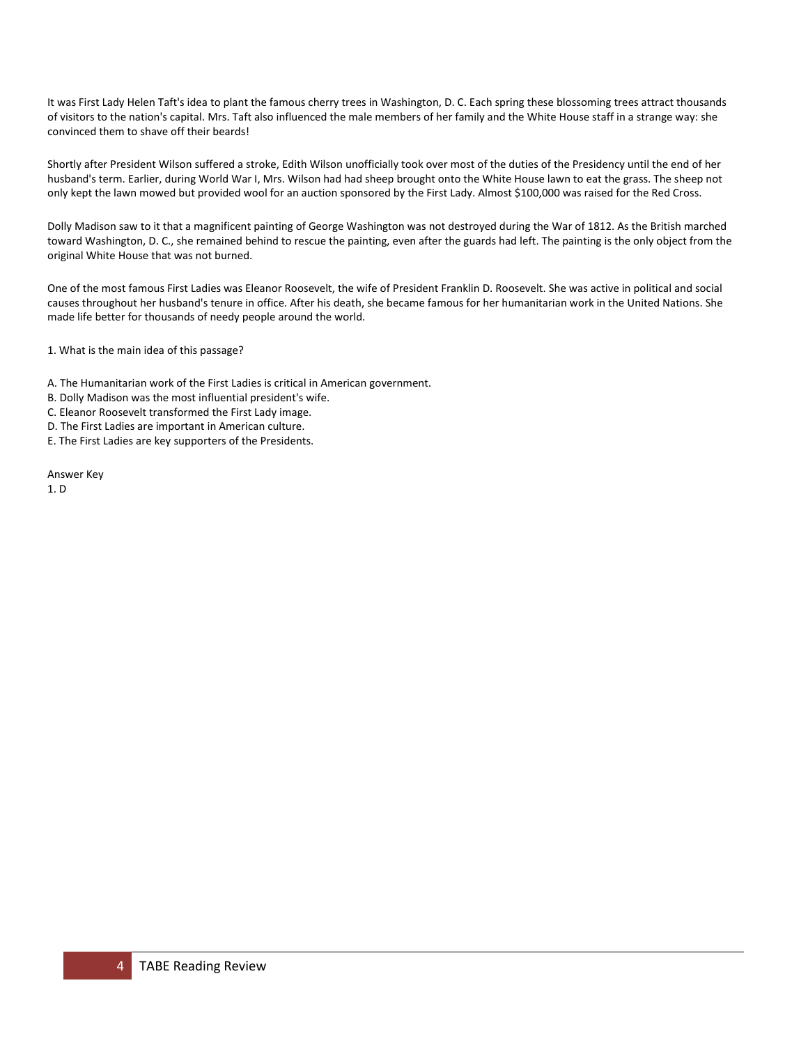It was First Lady Helen Taft's idea to plant the famous cherry trees in Washington, D. C. Each spring these blossoming trees attract thousands of visitors to the nation's capital. Mrs. Taft also influenced the male members of her family and the White House staff in a strange way: she convinced them to shave off their beards!

Shortly after President Wilson suffered a stroke, Edith Wilson unofficially took over most of the duties of the Presidency until the end of her husband's term. Earlier, during World War I, Mrs. Wilson had had sheep brought onto the White House lawn to eat the grass. The sheep not only kept the lawn mowed but provided wool for an auction sponsored by the First Lady. Almost $100,000 was raised for the Red Cross.

Dolly Madison saw to it that a magnificent painting of George Washington was not destroyed during the War of 1812. As the British marched toward Washington, D. C., she remained behind to rescue the painting, even after the guards had left. The painting is the only object from the original White House that was not burned.

One of the most famous First Ladies was Eleanor Roosevelt, the wife of President Franklin D. Roosevelt. She was active in political and social causes throughout her husband's tenure in office. After his death, she became famous for her humanitarian work in the United Nations. She made life better for thousands of needy people around the world.

1. What is the main idea of this passage?

A. The Humanitarian work of the First Ladies is critical in American government.
B. Dolly Madison was the most influential president's wife.
C. Eleanor Roosevelt transformed the First Lady image.
D. The First Ladies are important in American culture.
E. The First Ladies are key supporters of the Presidents.

Answer Key
1. D